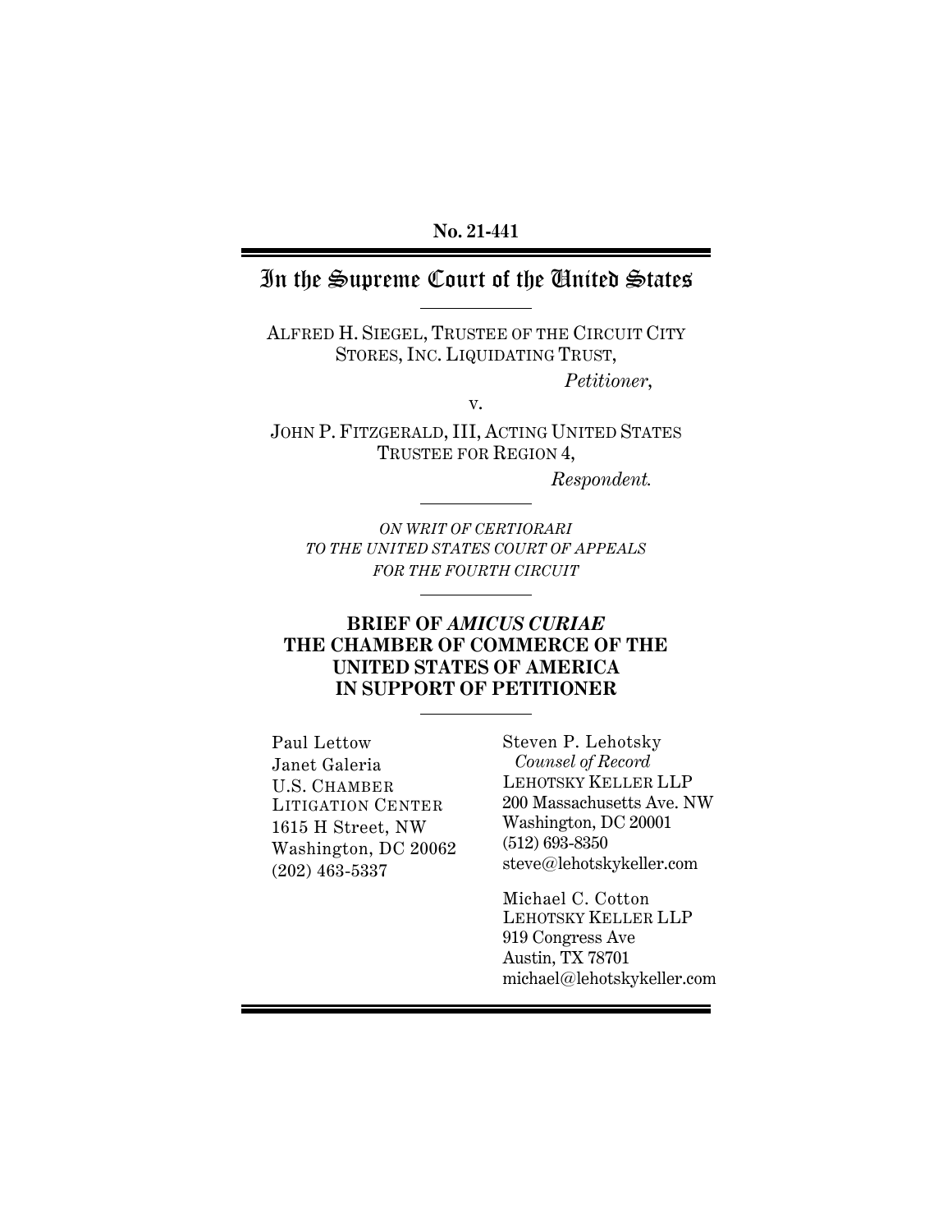**No. 21-441**

# In the Supreme Court of the United States

ALFRED H. SIEGEL, TRUSTEE OF THE CIRCUIT CITY STORES, INC. LIQUIDATING TRUST,

*Petitioner*,

v.

JOHN P. FITZGERALD, III, ACTING UNITED STATES TRUSTEE FOR REGION 4,

*Respondent.*

*ON WRIT OF CERTIORARI TO THE UNITED STATES COURT OF APPEALS FOR THE FOURTH CIRCUIT*

## BRIEF OF *AMICUS CURIAE* THE CHAMBER OF COMMERCE OF THE UNITED STATES OF AMERICA IN SUPPORT OF PETITIONER

Paul Lettow
Janet Galeria
U.S. CHAMBER LITIGATION CENTER
1615 H Street, NW
Washington, DC 20062
(202) 463-5337

Steven P. Lehotsky
*Counsel of Record*
LEHOTSKY KELLER LLP
200 Massachusetts Ave. NW
Washington, DC 20001
(512) 693-8350
steve@lehotskykeller.com

Michael C. Cotton
LEHOTSKY KELLER LLP
919 Congress Ave
Austin, TX 78701
michael@lehotskykeller.com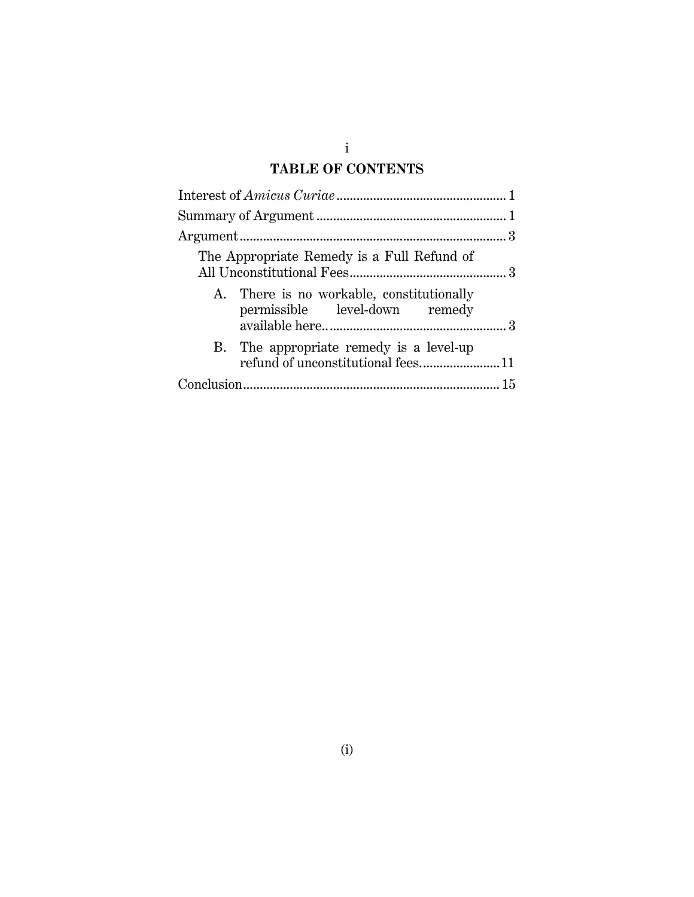## TABLE OF CONTENTS

Interest of *Amicus Curiae* .................................................. 1

Summary of Argument ........................................................ 1

Argument .............................................................................. 3

The Appropriate Remedy is a Full Refund of All Unconstitutional Fees .............................................. 3

A. There is no workable, constitutionally permissible level-down remedy available here.. .................................................... 3

B. The appropriate remedy is a level-up refund of unconstitutional fees. ...................... 11

Conclusion ............................................................................ 15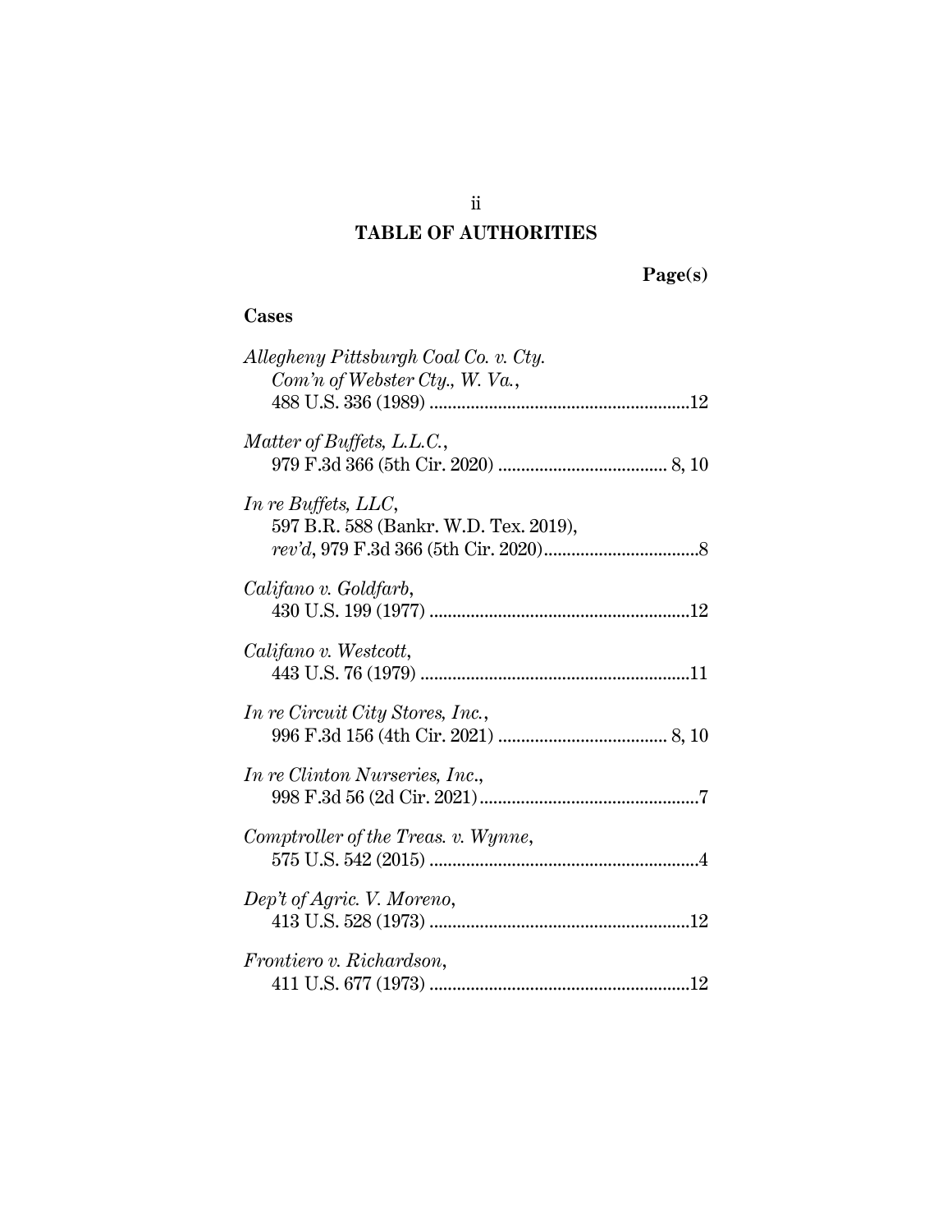## TABLE OF AUTHORITIES

**Page(s)**

### Cases

*Allegheny Pittsburgh Coal Co. v. Cty. Com'n of Webster Cty., W. Va.*,
488 U.S. 336 (1989) ........................................................12

*Matter of Buffets, L.L.C.*,
979 F.3d 366 (5th Cir. 2020) .................................... 8, 10

*In re Buffets, LLC*,
597 B.R. 588 (Bankr. W.D. Tex. 2019),
*rev'd*, 979 F.3d 366 (5th Cir. 2020)..................................8

*Califano v. Goldfarb*,
430 U.S. 199 (1977) ........................................................12

*Califano v. Westcott*,
443 U.S. 76 (1979) ..........................................................11

*In re Circuit City Stores, Inc.*,
996 F.3d 156 (4th Cir. 2021) .................................... 8, 10

*In re Clinton Nurseries, Inc.*,
998 F.3d 56 (2d Cir. 2021)...............................................7

*Comptroller of the Treas. v. Wynne*,
575 U.S. 542 (2015) ..........................................................4

*Dep't of Agric. V. Moreno*,
413 U.S. 528 (1973) ........................................................12

*Frontiero v. Richardson*,
411 U.S. 677 (1973) ........................................................12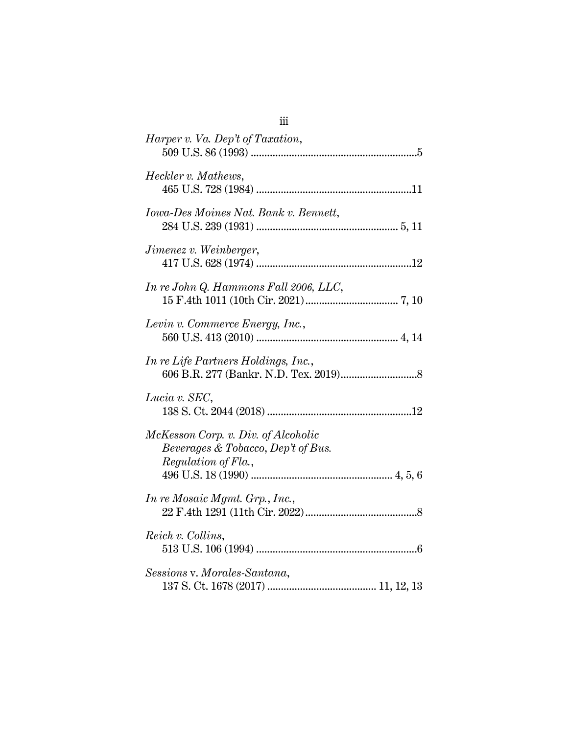*Harper v. Va. Dep't of Taxation*,
509 U.S. 86 (1993) ............................................................5

*Heckler v. Mathews*,
465 U.S. 728 (1984) .........................................................11

*Iowa-Des Moines Nat. Bank v. Bennett*,
284 U.S. 239 (1931) ................................................... 5, 11

*Jimenez v. Weinberger*,
417 U.S. 628 (1974) .........................................................12

*In re John Q. Hammons Fall 2006, LLC*,
15 F.4th 1011 (10th Cir. 2021) .................................. 7, 10

*Levin v. Commerce Energy, Inc.*,
560 U.S. 413 (2010) ................................................... 4, 14

*In re Life Partners Holdings, Inc.*,
606 B.R. 277 (Bankr. N.D. Tex. 2019)............................8

*Lucia v. SEC*,
138 S. Ct. 2044 (2018) .....................................................12

*McKesson Corp. v. Div. of Alcoholic Beverages & Tobacco, Dep't of Bus. Regulation of Fla.*,
496 U.S. 18 (1990) ................................................... 4, 5, 6

*In re Mosaic Mgmt. Grp., Inc.*,
22 F.4th 1291 (11th Cir. 2022).........................................8

*Reich v. Collins*,
513 U.S. 106 (1994) ...........................................................6

*Sessions* v. *Morales-Santana*,
137 S. Ct. 1678 (2017) ........................................ 11, 12, 13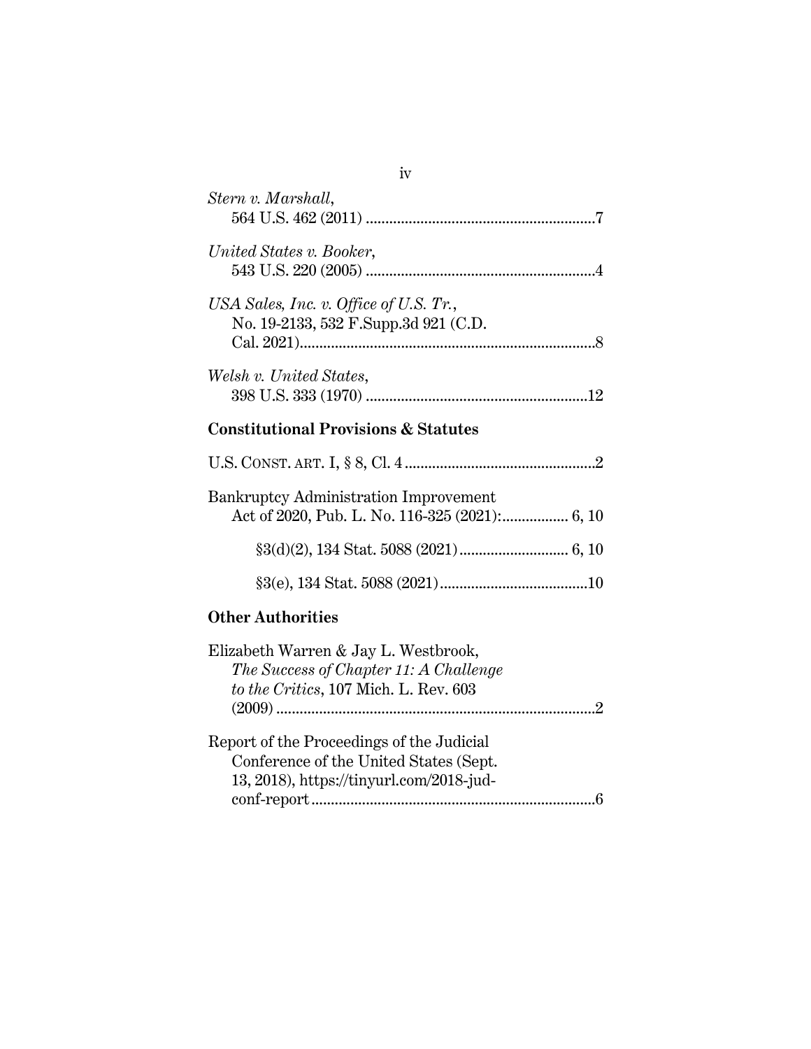*Stern v. Marshall*,
564 U.S. 462 (2011) ..........................................................7

*United States v. Booker*,
543 U.S. 220 (2005) ..........................................................4

*USA Sales, Inc. v. Office of U.S. Tr.*,
No. 19-2133, 532 F.Supp.3d 921 (C.D. Cal. 2021)..........................................................................8

*Welsh v. United States*,
398 U.S. 333 (1970) .........................................................12

**Constitutional Provisions & Statutes**

U.S. CONST. ART. I, § 8, Cl. 4 ................................................2

Bankruptcy Administration Improvement Act of 2020, Pub. L. No. 116-325 (2021):................. 6, 10

§3(d)(2), 134 Stat. 5088 (2021)............................ 6, 10

§3(e), 134 Stat. 5088 (2021)......................................10

**Other Authorities**

Elizabeth Warren & Jay L. Westbrook, *The Success of Chapter 11: A Challenge to the Critics*, 107 Mich. L. Rev. 603 (2009) ..................................................................................2

Report of the Proceedings of the Judicial Conference of the United States (Sept. 13, 2018), https://tinyurl.com/2018-jud-conf-report.........................................................................6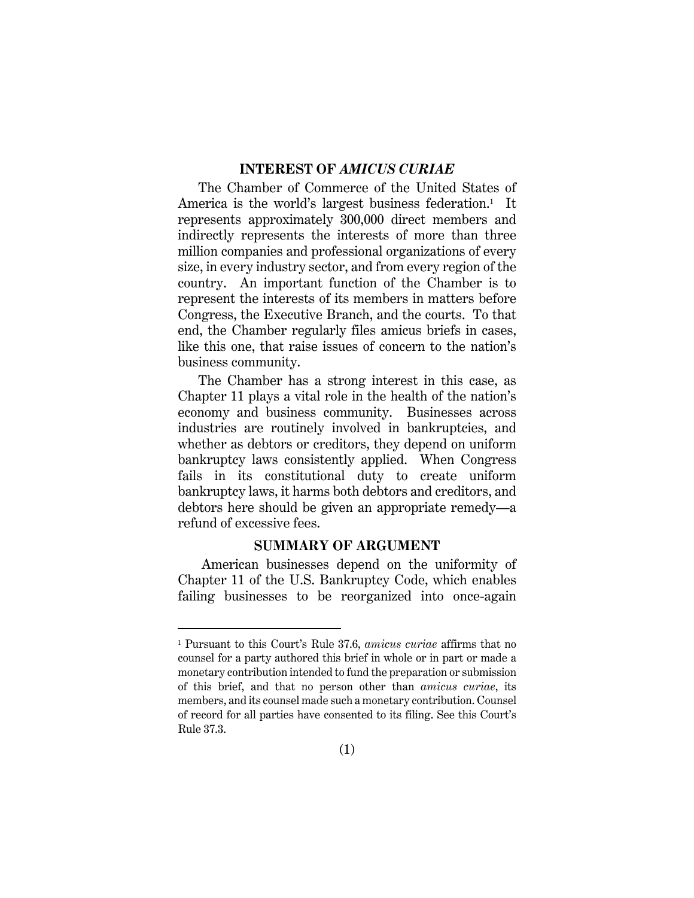## INTEREST OF *AMICUS CURIAE*

The Chamber of Commerce of the United States of America is the world's largest business federation.[1] It represents approximately 300,000 direct members and indirectly represents the interests of more than three million companies and professional organizations of every size, in every industry sector, and from every region of the country. An important function of the Chamber is to represent the interests of its members in matters before Congress, the Executive Branch, and the courts. To that end, the Chamber regularly files amicus briefs in cases, like this one, that raise issues of concern to the nation's business community.

The Chamber has a strong interest in this case, as Chapter 11 plays a vital role in the health of the nation's economy and business community. Businesses across industries are routinely involved in bankruptcies, and whether as debtors or creditors, they depend on uniform bankruptcy laws consistently applied. When Congress fails in its constitutional duty to create uniform bankruptcy laws, it harms both debtors and creditors, and debtors here should be given an appropriate remedy—a refund of excessive fees.

## SUMMARY OF ARGUMENT

American businesses depend on the uniformity of Chapter 11 of the U.S. Bankruptcy Code, which enables failing businesses to be reorganized into once-again

---

[1] Pursuant to this Court's Rule 37.6, *amicus curiae* affirms that no counsel for a party authored this brief in whole or in part or made a monetary contribution intended to fund the preparation or submission of this brief, and that no person other than *amicus curiae*, its members, and its counsel made such a monetary contribution. Counsel of record for all parties have consented to its filing. See this Court's Rule 37.3.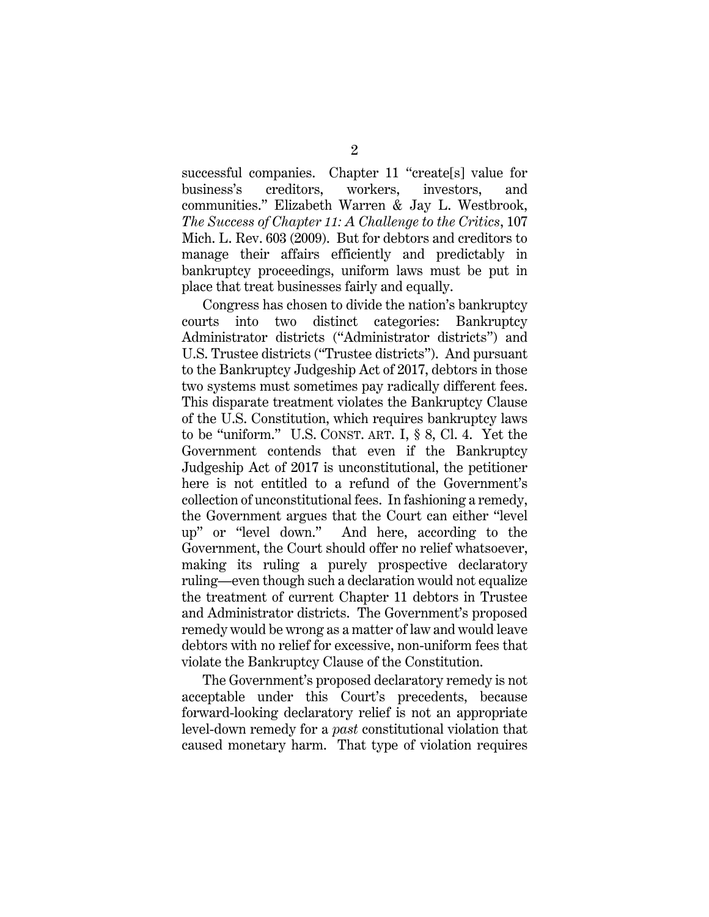successful companies. Chapter 11 "create[s] value for business's creditors, workers, investors, and communities." Elizabeth Warren & Jay L. Westbrook, *The Success of Chapter 11: A Challenge to the Critics*, 107 Mich. L. Rev. 603 (2009). But for debtors and creditors to manage their affairs efficiently and predictably in bankruptcy proceedings, uniform laws must be put in place that treat businesses fairly and equally.

Congress has chosen to divide the nation's bankruptcy courts into two distinct categories: Bankruptcy Administrator districts ("Administrator districts") and U.S. Trustee districts ("Trustee districts"). And pursuant to the Bankruptcy Judgeship Act of 2017, debtors in those two systems must sometimes pay radically different fees. This disparate treatment violates the Bankruptcy Clause of the U.S. Constitution, which requires bankruptcy laws to be "uniform." U.S. CONST. ART. I, § 8, Cl. 4. Yet the Government contends that even if the Bankruptcy Judgeship Act of 2017 is unconstitutional, the petitioner here is not entitled to a refund of the Government's collection of unconstitutional fees. In fashioning a remedy, the Government argues that the Court can either "level up" or "level down." And here, according to the Government, the Court should offer no relief whatsoever, making its ruling a purely prospective declaratory ruling—even though such a declaration would not equalize the treatment of current Chapter 11 debtors in Trustee and Administrator districts. The Government's proposed remedy would be wrong as a matter of law and would leave debtors with no relief for excessive, non-uniform fees that violate the Bankruptcy Clause of the Constitution.

The Government's proposed declaratory remedy is not acceptable under this Court's precedents, because forward-looking declaratory relief is not an appropriate level-down remedy for a *past* constitutional violation that caused monetary harm. That type of violation requires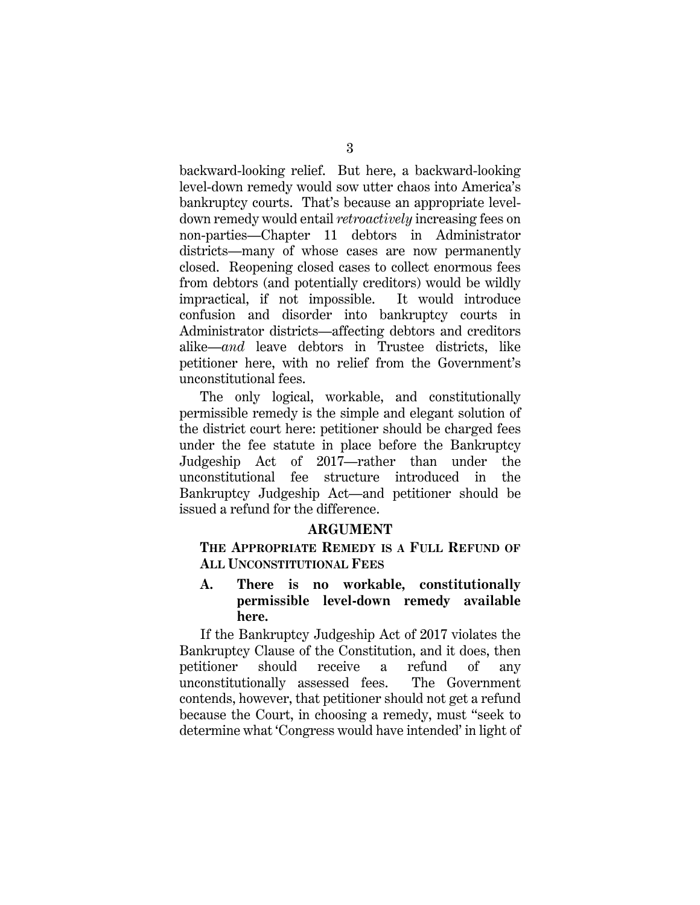backward-looking relief. But here, a backward-looking level-down remedy would sow utter chaos into America's bankruptcy courts. That's because an appropriate level-down remedy would entail *retroactively* increasing fees on non-parties—Chapter 11 debtors in Administrator districts—many of whose cases are now permanently closed. Reopening closed cases to collect enormous fees from debtors (and potentially creditors) would be wildly impractical, if not impossible. It would introduce confusion and disorder into bankruptcy courts in Administrator districts—affecting debtors and creditors alike—*and* leave debtors in Trustee districts, like petitioner here, with no relief from the Government's unconstitutional fees.

The only logical, workable, and constitutionally permissible remedy is the simple and elegant solution of the district court here: petitioner should be charged fees under the fee statute in place before the Bankruptcy Judgeship Act of 2017—rather than under the unconstitutional fee structure introduced in the Bankruptcy Judgeship Act—and petitioner should be issued a refund for the difference.

## ARGUMENT

### THE APPROPRIATE REMEDY IS A FULL REFUND OF ALL UNCONSTITUTIONAL FEES

#### A. There is no workable, constitutionally permissible level-down remedy available here.

If the Bankruptcy Judgeship Act of 2017 violates the Bankruptcy Clause of the Constitution, and it does, then petitioner should receive a refund of any unconstitutionally assessed fees. The Government contends, however, that petitioner should not get a refund because the Court, in choosing a remedy, must "seek to determine what 'Congress would have intended' in light of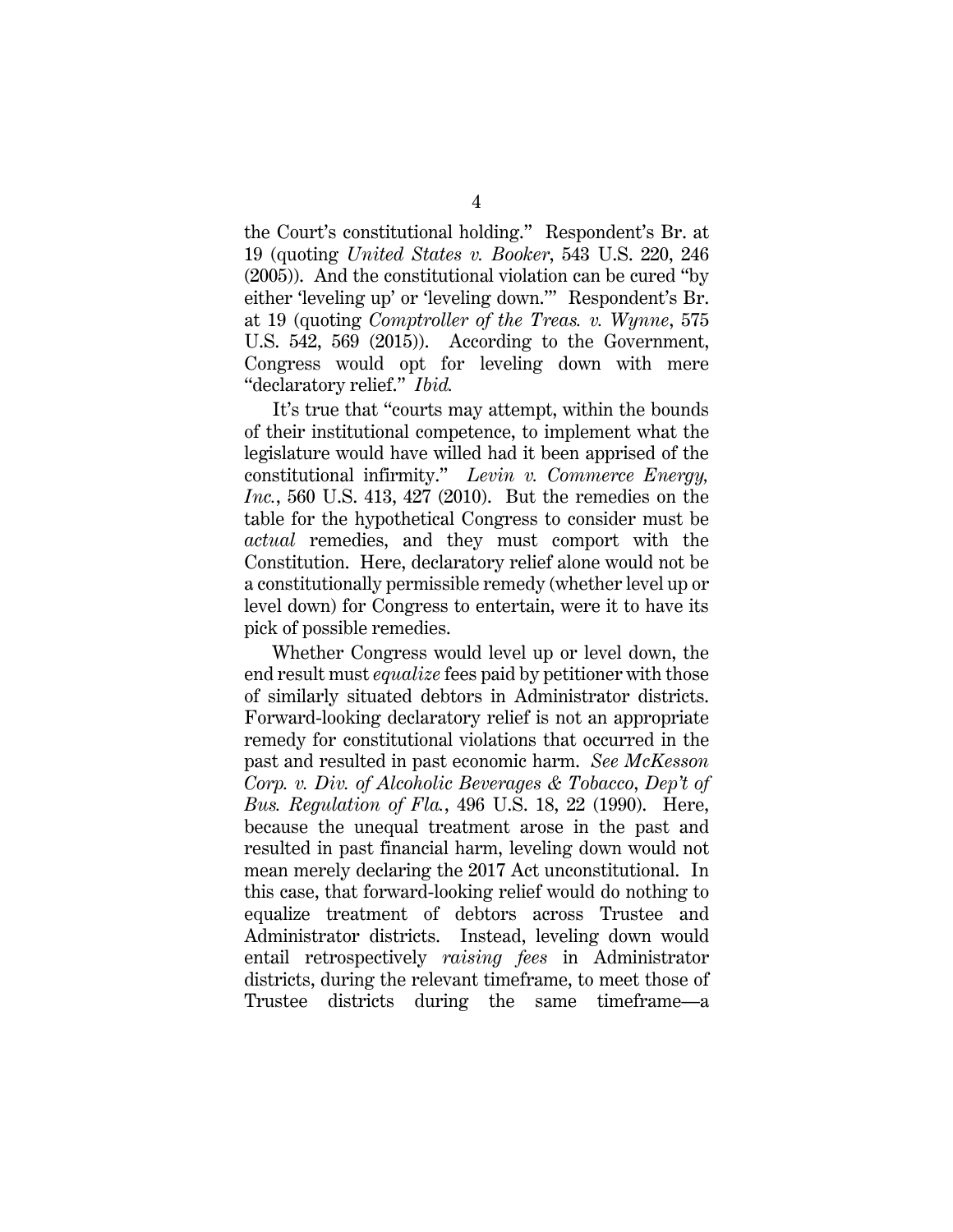the Court's constitutional holding." Respondent's Br. at 19 (quoting *United States v. Booker*, 543 U.S. 220, 246 (2005)). And the constitutional violation can be cured "by either 'leveling up' or 'leveling down.'" Respondent's Br. at 19 (quoting *Comptroller of the Treas. v. Wynne*, 575 U.S. 542, 569 (2015)). According to the Government, Congress would opt for leveling down with mere "declaratory relief." *Ibid.*

It's true that "courts may attempt, within the bounds of their institutional competence, to implement what the legislature would have willed had it been apprised of the constitutional infirmity." *Levin v. Commerce Energy, Inc.*, 560 U.S. 413, 427 (2010). But the remedies on the table for the hypothetical Congress to consider must be *actual* remedies, and they must comport with the Constitution. Here, declaratory relief alone would not be a constitutionally permissible remedy (whether level up or level down) for Congress to entertain, were it to have its pick of possible remedies.

Whether Congress would level up or level down, the end result must *equalize* fees paid by petitioner with those of similarly situated debtors in Administrator districts. Forward-looking declaratory relief is not an appropriate remedy for constitutional violations that occurred in the past and resulted in past economic harm. *See McKesson Corp. v. Div. of Alcoholic Beverages & Tobacco, Dep't of Bus. Regulation of Fla.*, 496 U.S. 18, 22 (1990). Here, because the unequal treatment arose in the past and resulted in past financial harm, leveling down would not mean merely declaring the 2017 Act unconstitutional. In this case, that forward-looking relief would do nothing to equalize treatment of debtors across Trustee and Administrator districts. Instead, leveling down would entail retrospectively *raising fees* in Administrator districts, during the relevant timeframe, to meet those of Trustee districts during the same timeframe—a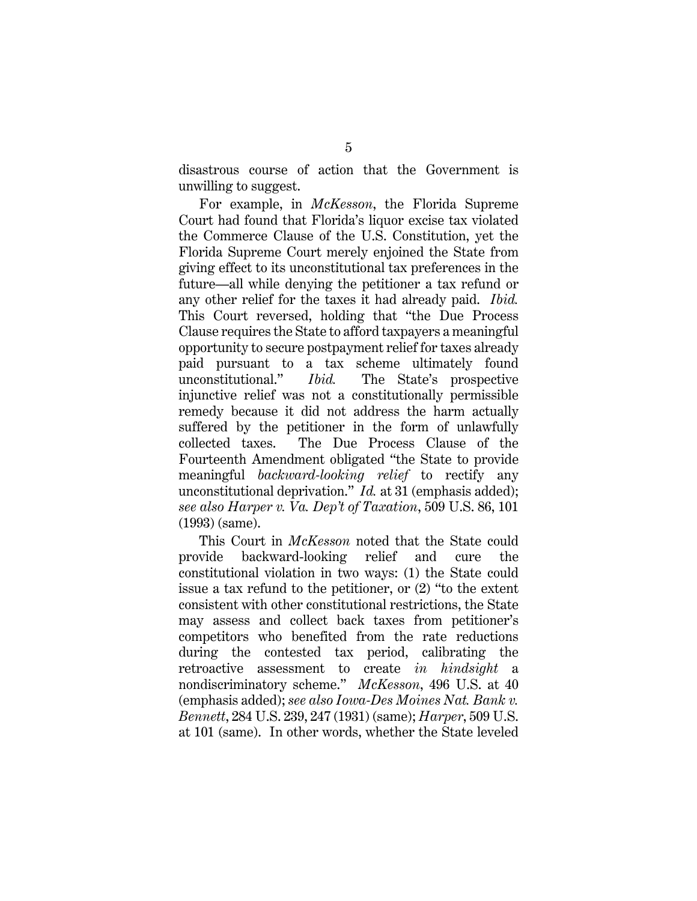disastrous course of action that the Government is unwilling to suggest.

For example, in *McKesson*, the Florida Supreme Court had found that Florida's liquor excise tax violated the Commerce Clause of the U.S. Constitution, yet the Florida Supreme Court merely enjoined the State from giving effect to its unconstitutional tax preferences in the future—all while denying the petitioner a tax refund or any other relief for the taxes it had already paid. *Ibid.* This Court reversed, holding that "the Due Process Clause requires the State to afford taxpayers a meaningful opportunity to secure postpayment relief for taxes already paid pursuant to a tax scheme ultimately found unconstitutional." *Ibid.* The State's prospective injunctive relief was not a constitutionally permissible remedy because it did not address the harm actually suffered by the petitioner in the form of unlawfully collected taxes. The Due Process Clause of the Fourteenth Amendment obligated "the State to provide meaningful *backward-looking relief* to rectify any unconstitutional deprivation." *Id.* at 31 (emphasis added); *see also Harper v. Va. Dep't of Taxation*, 509 U.S. 86, 101 (1993) (same).

This Court in *McKesson* noted that the State could provide backward-looking relief and cure the constitutional violation in two ways: (1) the State could issue a tax refund to the petitioner, or (2) "to the extent consistent with other constitutional restrictions, the State may assess and collect back taxes from petitioner's competitors who benefited from the rate reductions during the contested tax period, calibrating the retroactive assessment to create *in hindsight* a nondiscriminatory scheme." *McKesson*, 496 U.S. at 40 (emphasis added); *see also Iowa-Des Moines Nat. Bank v. Bennett*, 284 U.S. 239, 247 (1931) (same); *Harper*, 509 U.S. at 101 (same). In other words, whether the State leveled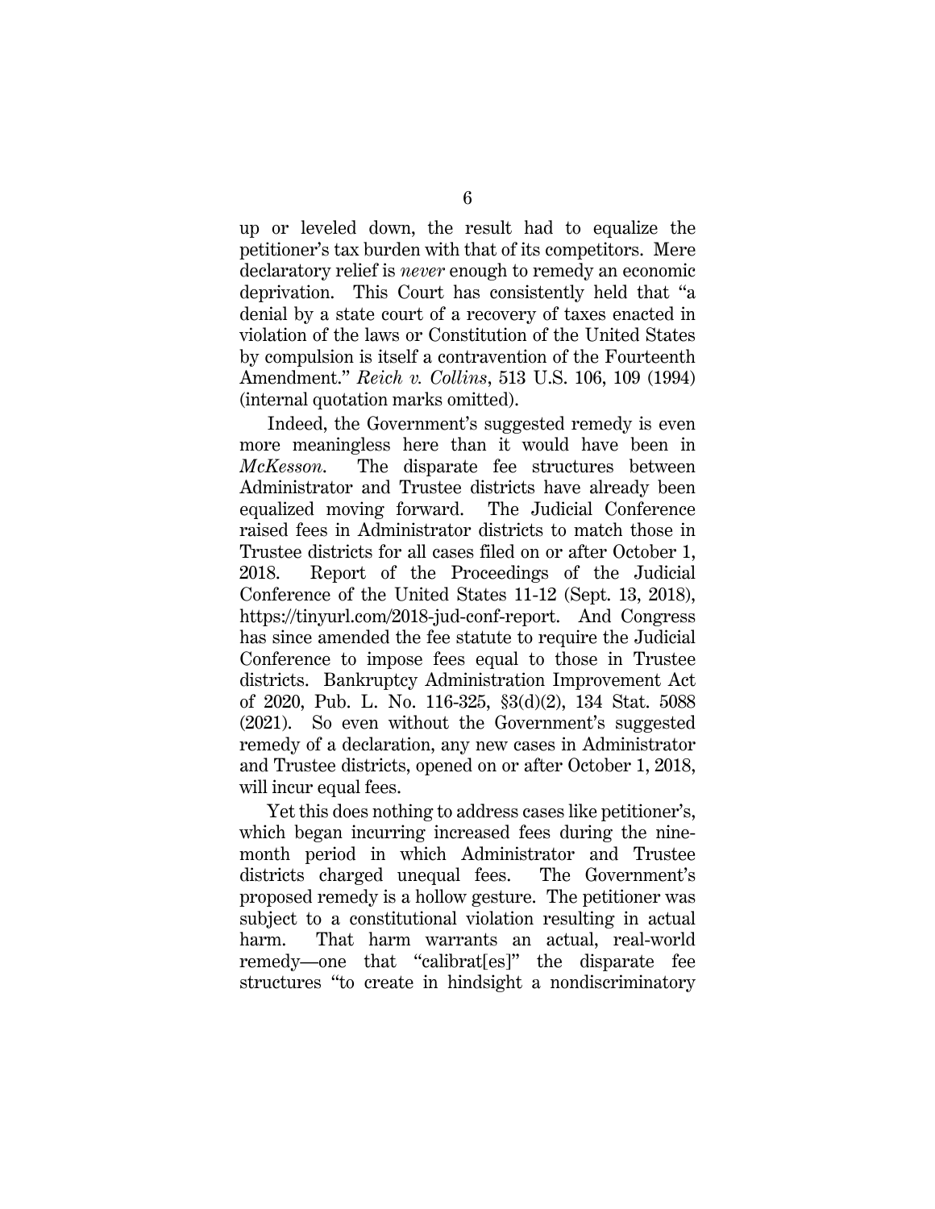up or leveled down, the result had to equalize the petitioner's tax burden with that of its competitors. Mere declaratory relief is *never* enough to remedy an economic deprivation. This Court has consistently held that "a denial by a state court of a recovery of taxes enacted in violation of the laws or Constitution of the United States by compulsion is itself a contravention of the Fourteenth Amendment." *Reich v. Collins*, 513 U.S. 106, 109 (1994) (internal quotation marks omitted).

Indeed, the Government's suggested remedy is even more meaningless here than it would have been in *McKesson*. The disparate fee structures between Administrator and Trustee districts have already been equalized moving forward. The Judicial Conference raised fees in Administrator districts to match those in Trustee districts for all cases filed on or after October 1, 2018. Report of the Proceedings of the Judicial Conference of the United States 11-12 (Sept. 13, 2018), https://tinyurl.com/2018-jud-conf-report. And Congress has since amended the fee statute to require the Judicial Conference to impose fees equal to those in Trustee districts. Bankruptcy Administration Improvement Act of 2020, Pub. L. No. 116-325, §3(d)(2), 134 Stat. 5088 (2021). So even without the Government's suggested remedy of a declaration, any new cases in Administrator and Trustee districts, opened on or after October 1, 2018, will incur equal fees.

Yet this does nothing to address cases like petitioner's, which began incurring increased fees during the nine-month period in which Administrator and Trustee districts charged unequal fees. The Government's proposed remedy is a hollow gesture. The petitioner was subject to a constitutional violation resulting in actual harm. That harm warrants an actual, real-world remedy—one that "calibrat[es]" the disparate fee structures "to create in hindsight a nondiscriminatory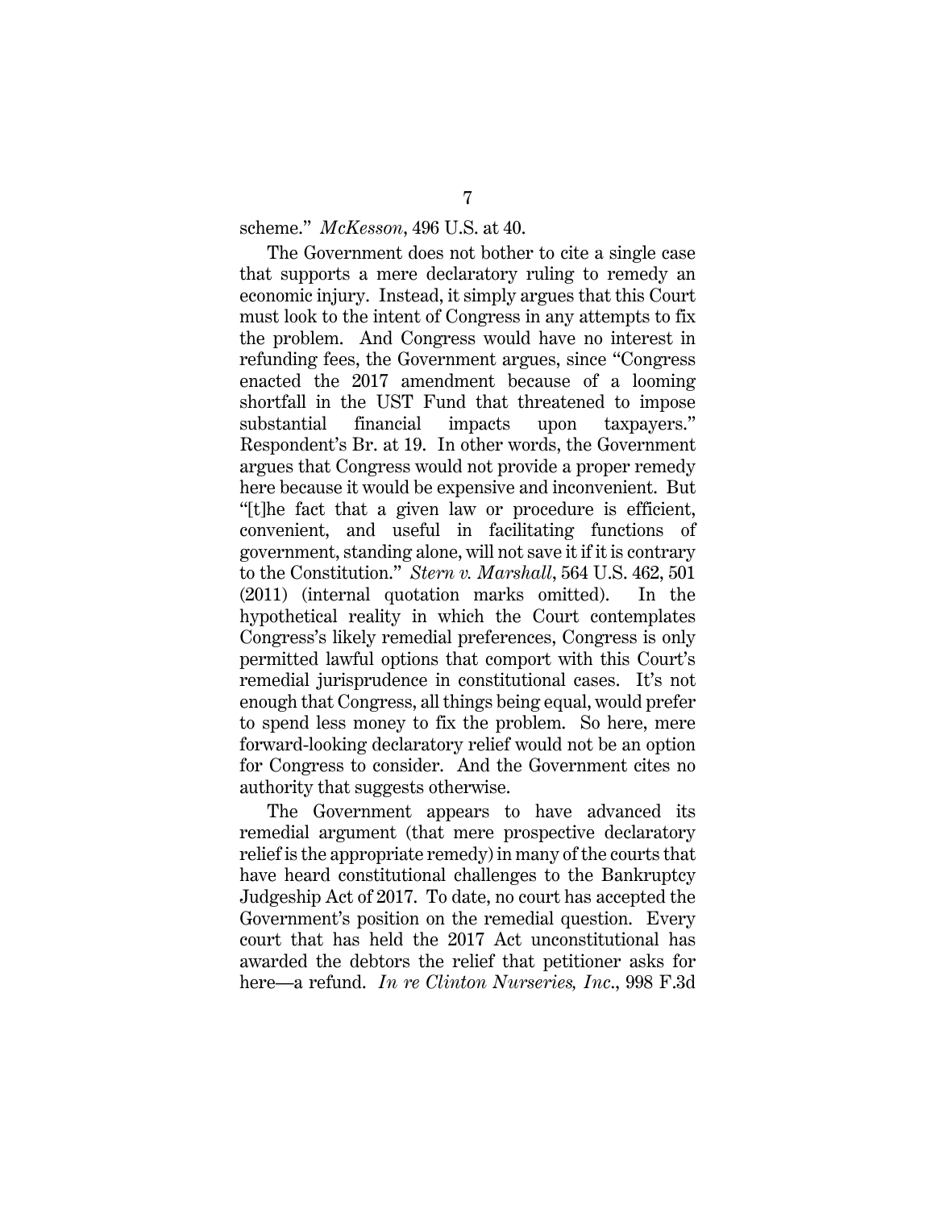scheme." *McKesson*, 496 U.S. at 40.

The Government does not bother to cite a single case that supports a mere declaratory ruling to remedy an economic injury. Instead, it simply argues that this Court must look to the intent of Congress in any attempts to fix the problem. And Congress would have no interest in refunding fees, the Government argues, since "Congress enacted the 2017 amendment because of a looming shortfall in the UST Fund that threatened to impose substantial financial impacts upon taxpayers." Respondent's Br. at 19. In other words, the Government argues that Congress would not provide a proper remedy here because it would be expensive and inconvenient. But "[t]he fact that a given law or procedure is efficient, convenient, and useful in facilitating functions of government, standing alone, will not save it if it is contrary to the Constitution." *Stern v. Marshall*, 564 U.S. 462, 501 (2011) (internal quotation marks omitted). In the hypothetical reality in which the Court contemplates Congress's likely remedial preferences, Congress is only permitted lawful options that comport with this Court's remedial jurisprudence in constitutional cases. It's not enough that Congress, all things being equal, would prefer to spend less money to fix the problem. So here, mere forward-looking declaratory relief would not be an option for Congress to consider. And the Government cites no authority that suggests otherwise.

The Government appears to have advanced its remedial argument (that mere prospective declaratory relief is the appropriate remedy) in many of the courts that have heard constitutional challenges to the Bankruptcy Judgeship Act of 2017. To date, no court has accepted the Government's position on the remedial question. Every court that has held the 2017 Act unconstitutional has awarded the debtors the relief that petitioner asks for here—a refund. *In re Clinton Nurseries, Inc.*, 998 F.3d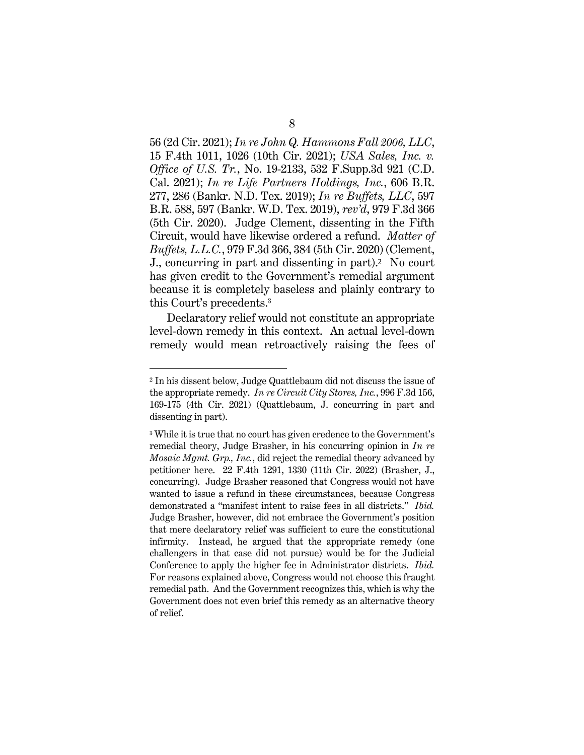56 (2d Cir. 2021); *In re John Q. Hammons Fall 2006, LLC*, 15 F.4th 1011, 1026 (10th Cir. 2021); *USA Sales, Inc. v. Office of U.S. Tr.*, No. 19-2133, 532 F.Supp.3d 921 (C.D. Cal. 2021); *In re Life Partners Holdings, Inc.*, 606 B.R. 277, 286 (Bankr. N.D. Tex. 2019); *In re Buffets, LLC*, 597 B.R. 588, 597 (Bankr. W.D. Tex. 2019), *rev'd*, 979 F.3d 366 (5th Cir. 2020). Judge Clement, dissenting in the Fifth Circuit, would have likewise ordered a refund. *Matter of Buffets, L.L.C.*, 979 F.3d 366, 384 (5th Cir. 2020) (Clement, J., concurring in part and dissenting in part).[2] No court has given credit to the Government's remedial argument because it is completely baseless and plainly contrary to this Court's precedents.[3]

Declaratory relief would not constitute an appropriate level-down remedy in this context. An actual level-down remedy would mean retroactively raising the fees of

---

[2] In his dissent below, Judge Quattlebaum did not discuss the issue of the appropriate remedy. *In re Circuit City Stores, Inc.*, 996 F.3d 156, 169-175 (4th Cir. 2021) (Quattlebaum, J. concurring in part and dissenting in part).

[3] While it is true that no court has given credence to the Government's remedial theory, Judge Brasher, in his concurring opinion in *In re Mosaic Mgmt. Grp., Inc.*, did reject the remedial theory advanced by petitioner here. 22 F.4th 1291, 1330 (11th Cir. 2022) (Brasher, J., concurring). Judge Brasher reasoned that Congress would not have wanted to issue a refund in these circumstances, because Congress demonstrated a "manifest intent to raise fees in all districts." *Ibid.* Judge Brasher, however, did not embrace the Government's position that mere declaratory relief was sufficient to cure the constitutional infirmity. Instead, he argued that the appropriate remedy (one challengers in that case did not pursue) would be for the Judicial Conference to apply the higher fee in Administrator districts. *Ibid.* For reasons explained above, Congress would not choose this fraught remedial path. And the Government recognizes this, which is why the Government does not even brief this remedy as an alternative theory of relief.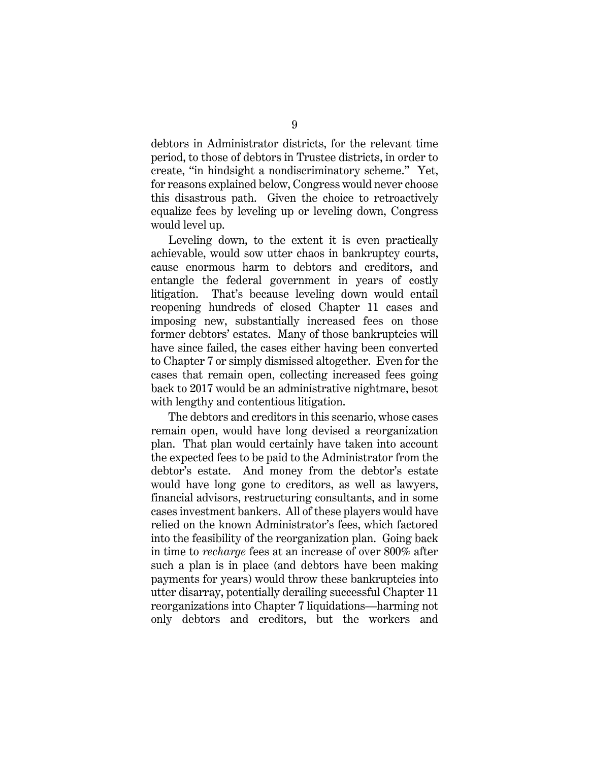debtors in Administrator districts, for the relevant time period, to those of debtors in Trustee districts, in order to create, "in hindsight a nondiscriminatory scheme." Yet, for reasons explained below, Congress would never choose this disastrous path. Given the choice to retroactively equalize fees by leveling up or leveling down, Congress would level up.

Leveling down, to the extent it is even practically achievable, would sow utter chaos in bankruptcy courts, cause enormous harm to debtors and creditors, and entangle the federal government in years of costly litigation. That's because leveling down would entail reopening hundreds of closed Chapter 11 cases and imposing new, substantially increased fees on those former debtors' estates. Many of those bankruptcies will have since failed, the cases either having been converted to Chapter 7 or simply dismissed altogether. Even for the cases that remain open, collecting increased fees going back to 2017 would be an administrative nightmare, besot with lengthy and contentious litigation.

The debtors and creditors in this scenario, whose cases remain open, would have long devised a reorganization plan. That plan would certainly have taken into account the expected fees to be paid to the Administrator from the debtor's estate. And money from the debtor's estate would have long gone to creditors, as well as lawyers, financial advisors, restructuring consultants, and in some cases investment bankers. All of these players would have relied on the known Administrator's fees, which factored into the feasibility of the reorganization plan. Going back in time to *recharge* fees at an increase of over 800% after such a plan is in place (and debtors have been making payments for years) would throw these bankruptcies into utter disarray, potentially derailing successful Chapter 11 reorganizations into Chapter 7 liquidations—harming not only debtors and creditors, but the workers and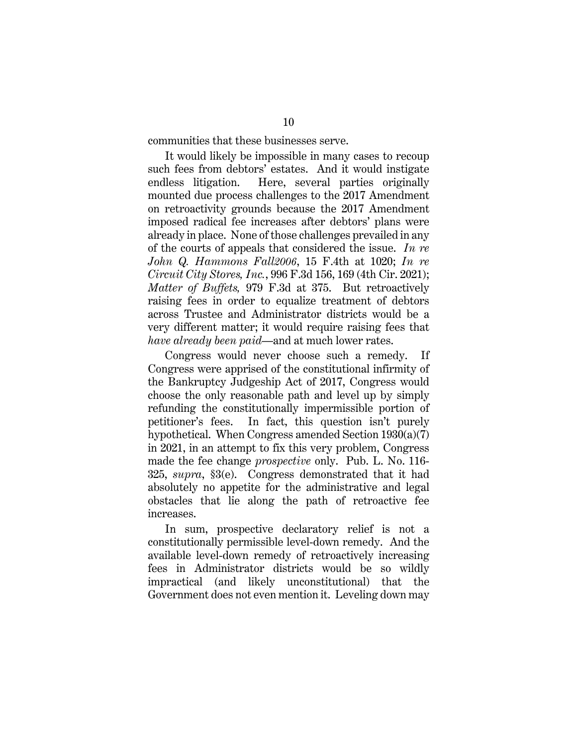communities that these businesses serve.

It would likely be impossible in many cases to recoup such fees from debtors' estates. And it would instigate endless litigation. Here, several parties originally mounted due process challenges to the 2017 Amendment on retroactivity grounds because the 2017 Amendment imposed radical fee increases after debtors' plans were already in place. None of those challenges prevailed in any of the courts of appeals that considered the issue. *In re John Q. Hammons Fall2006*, 15 F.4th at 1020; *In re Circuit City Stores, Inc.*, 996 F.3d 156, 169 (4th Cir. 2021); *Matter of Buffets*, 979 F.3d at 375. But retroactively raising fees in order to equalize treatment of debtors across Trustee and Administrator districts would be a very different matter; it would require raising fees that *have already been paid*—and at much lower rates.

Congress would never choose such a remedy. If Congress were apprised of the constitutional infirmity of the Bankruptcy Judgeship Act of 2017, Congress would choose the only reasonable path and level up by simply refunding the constitutionally impermissible portion of petitioner's fees. In fact, this question isn't purely hypothetical. When Congress amended Section 1930(a)(7) in 2021, in an attempt to fix this very problem, Congress made the fee change *prospective* only. Pub. L. No. 116-325, *supra*, §3(e). Congress demonstrated that it had absolutely no appetite for the administrative and legal obstacles that lie along the path of retroactive fee increases.

In sum, prospective declaratory relief is not a constitutionally permissible level-down remedy. And the available level-down remedy of retroactively increasing fees in Administrator districts would be so wildly impractical (and likely unconstitutional) that the Government does not even mention it. Leveling down may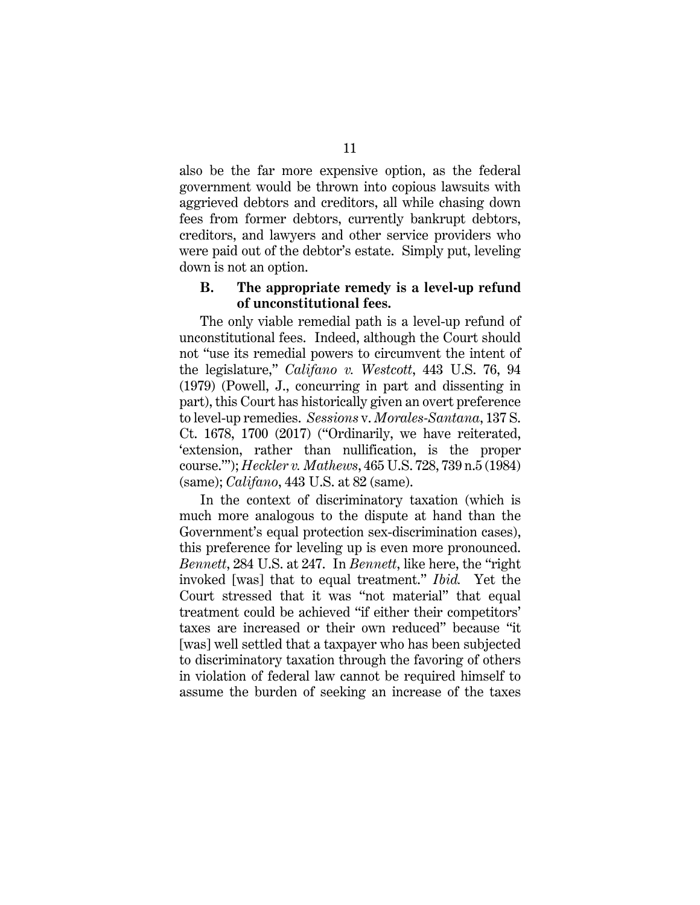also be the far more expensive option, as the federal government would be thrown into copious lawsuits with aggrieved debtors and creditors, all while chasing down fees from former debtors, currently bankrupt debtors, creditors, and lawyers and other service providers who were paid out of the debtor's estate. Simply put, leveling down is not an option.

### B. The appropriate remedy is a level-up refund of unconstitutional fees.

The only viable remedial path is a level-up refund of unconstitutional fees. Indeed, although the Court should not "use its remedial powers to circumvent the intent of the legislature," *Califano v. Westcott*, 443 U.S. 76, 94 (1979) (Powell, J., concurring in part and dissenting in part), this Court has historically given an overt preference to level-up remedies. *Sessions* v. *Morales-Santana*, 137 S. Ct. 1678, 1700 (2017) ("Ordinarily, we have reiterated, 'extension, rather than nullification, is the proper course.'"); *Heckler v. Mathews*, 465 U.S. 728, 739 n.5 (1984) (same); *Califano*, 443 U.S. at 82 (same).

In the context of discriminatory taxation (which is much more analogous to the dispute at hand than the Government's equal protection sex-discrimination cases), this preference for leveling up is even more pronounced. *Bennett*, 284 U.S. at 247. In *Bennett*, like here, the "right invoked [was] that to equal treatment." *Ibid.* Yet the Court stressed that it was "not material" that equal treatment could be achieved "if either their competitors' taxes are increased or their own reduced" because "it [was] well settled that a taxpayer who has been subjected to discriminatory taxation through the favoring of others in violation of federal law cannot be required himself to assume the burden of seeking an increase of the taxes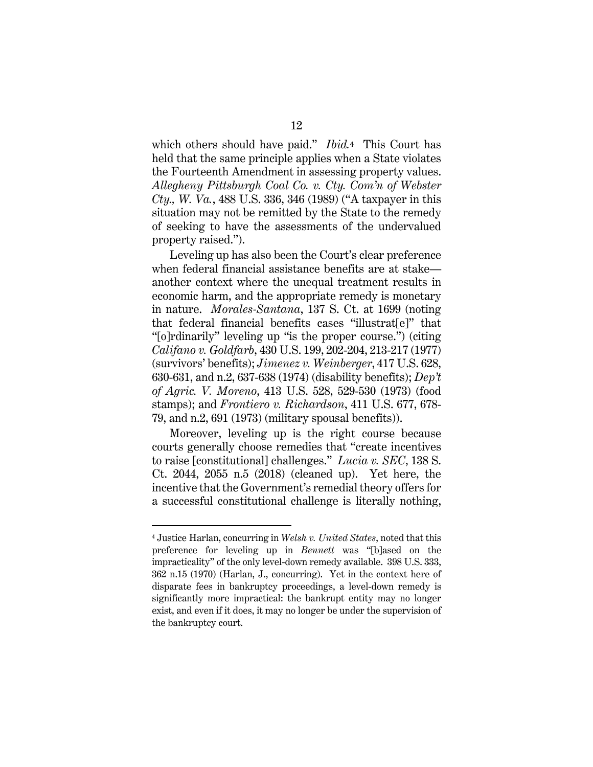which others should have paid." *Ibid.*[4] This Court has held that the same principle applies when a State violates the Fourteenth Amendment in assessing property values. *Allegheny Pittsburgh Coal Co. v. Cty. Com'n of Webster Cty., W. Va.*, 488 U.S. 336, 346 (1989) ("A taxpayer in this situation may not be remitted by the State to the remedy of seeking to have the assessments of the undervalued property raised.").

Leveling up has also been the Court's clear preference when federal financial assistance benefits are at stake—another context where the unequal treatment results in economic harm, and the appropriate remedy is monetary in nature. *Morales-Santana*, 137 S. Ct. at 1699 (noting that federal financial benefits cases "illustrat[e]" that "[o]rdinarily" leveling up "is the proper course.") (citing *Califano v. Goldfarb*, 430 U.S. 199, 202-204, 213-217 (1977) (survivors' benefits); *Jimenez v. Weinberger*, 417 U.S. 628, 630-631, and n.2, 637-638 (1974) (disability benefits); *Dep't of Agric. V. Moreno*, 413 U.S. 528, 529-530 (1973) (food stamps); and *Frontiero v. Richardson*, 411 U.S. 677, 678-79, and n.2, 691 (1973) (military spousal benefits)).

Moreover, leveling up is the right course because courts generally choose remedies that "create incentives to raise [constitutional] challenges." *Lucia v. SEC*, 138 S. Ct. 2044, 2055 n.5 (2018) (cleaned up). Yet here, the incentive that the Government's remedial theory offers for a successful constitutional challenge is literally nothing,

---

[4] Justice Harlan, concurring in *Welsh v. United States*, noted that this preference for leveling up in *Bennett* was "[b]ased on the impracticality" of the only level-down remedy available. 398 U.S. 333, 362 n.15 (1970) (Harlan, J., concurring). Yet in the context here of disparate fees in bankruptcy proceedings, a level-down remedy is significantly more impractical: the bankrupt entity may no longer exist, and even if it does, it may no longer be under the supervision of the bankruptcy court.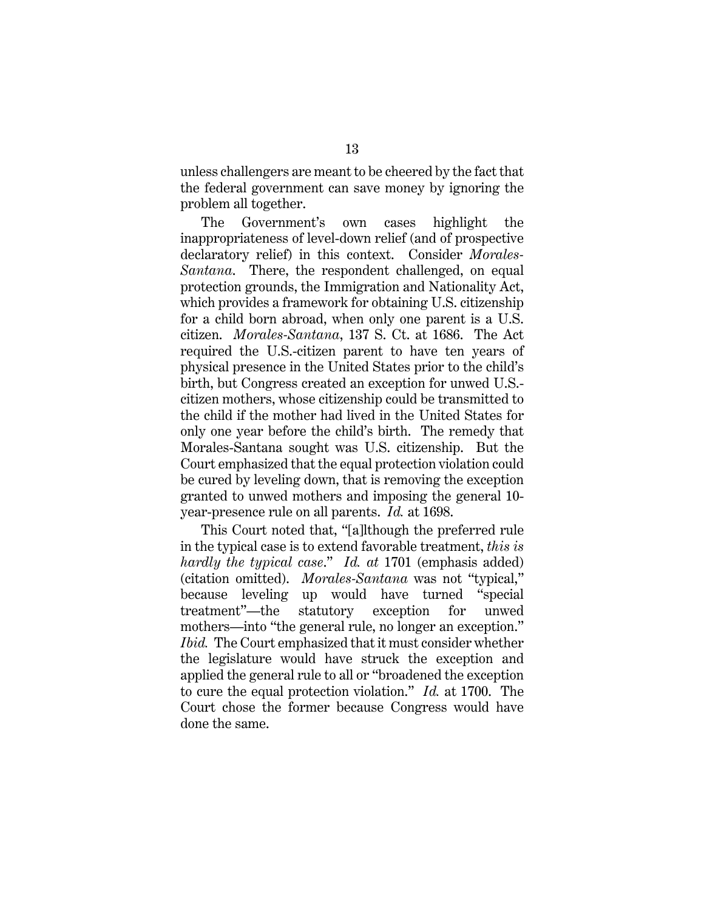unless challengers are meant to be cheered by the fact that the federal government can save money by ignoring the problem all together.

The Government's own cases highlight the inappropriateness of level-down relief (and of prospective declaratory relief) in this context. Consider *Morales-Santana*. There, the respondent challenged, on equal protection grounds, the Immigration and Nationality Act, which provides a framework for obtaining U.S. citizenship for a child born abroad, when only one parent is a U.S. citizen. *Morales-Santana*, 137 S. Ct. at 1686. The Act required the U.S.-citizen parent to have ten years of physical presence in the United States prior to the child's birth, but Congress created an exception for unwed U.S.-citizen mothers, whose citizenship could be transmitted to the child if the mother had lived in the United States for only one year before the child's birth. The remedy that Morales-Santana sought was U.S. citizenship. But the Court emphasized that the equal protection violation could be cured by leveling down, that is removing the exception granted to unwed mothers and imposing the general 10-year-presence rule on all parents. *Id.* at 1698.

This Court noted that, "[a]lthough the preferred rule in the typical case is to extend favorable treatment, *this is hardly the typical case*." *Id. at* 1701 (emphasis added) (citation omitted). *Morales-Santana* was not "typical," because leveling up would have turned "special treatment"—the statutory exception for unwed mothers—into "the general rule, no longer an exception." *Ibid.* The Court emphasized that it must consider whether the legislature would have struck the exception and applied the general rule to all or "broadened the exception to cure the equal protection violation." *Id.* at 1700. The Court chose the former because Congress would have done the same.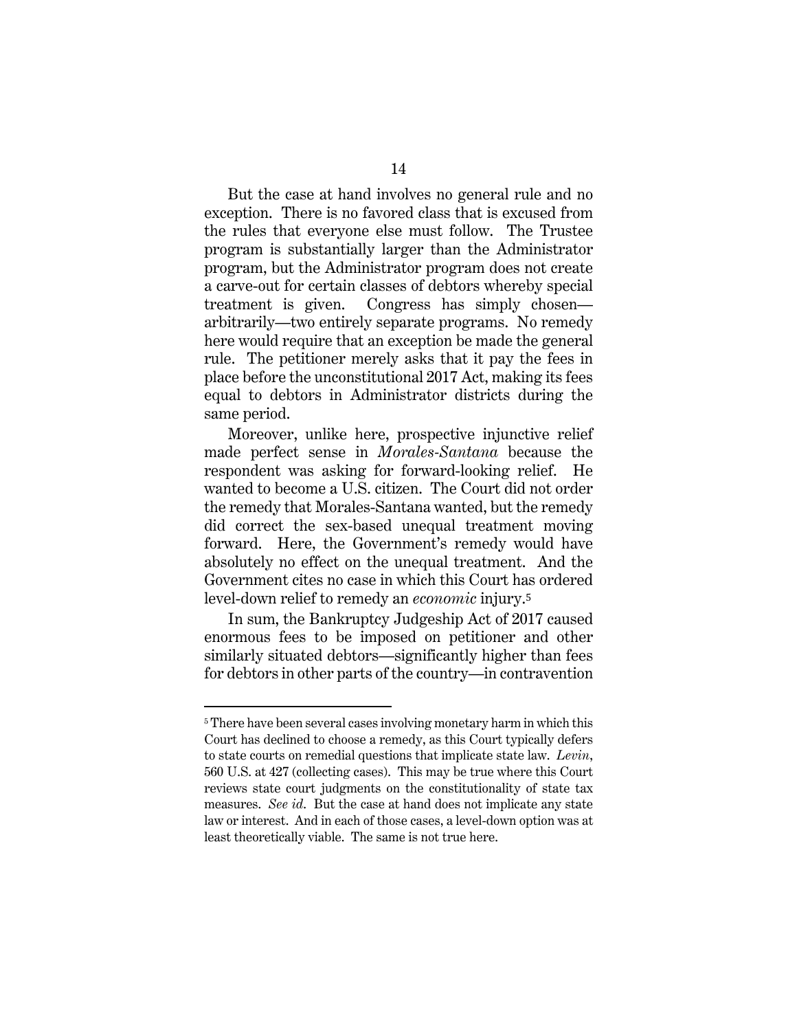But the case at hand involves no general rule and no exception. There is no favored class that is excused from the rules that everyone else must follow. The Trustee program is substantially larger than the Administrator program, but the Administrator program does not create a carve-out for certain classes of debtors whereby special treatment is given. Congress has simply chosen—arbitrarily—two entirely separate programs. No remedy here would require that an exception be made the general rule. The petitioner merely asks that it pay the fees in place before the unconstitutional 2017 Act, making its fees equal to debtors in Administrator districts during the same period.

Moreover, unlike here, prospective injunctive relief made perfect sense in *Morales-Santana* because the respondent was asking for forward-looking relief. He wanted to become a U.S. citizen. The Court did not order the remedy that Morales-Santana wanted, but the remedy did correct the sex-based unequal treatment moving forward. Here, the Government's remedy would have absolutely no effect on the unequal treatment. And the Government cites no case in which this Court has ordered level-down relief to remedy an *economic* injury.[5]

In sum, the Bankruptcy Judgeship Act of 2017 caused enormous fees to be imposed on petitioner and other similarly situated debtors—significantly higher than fees for debtors in other parts of the country—in contravention

---

[5] There have been several cases involving monetary harm in which this Court has declined to choose a remedy, as this Court typically defers to state courts on remedial questions that implicate state law. *Levin*, 560 U.S. at 427 (collecting cases). This may be true where this Court reviews state court judgments on the constitutionality of state tax measures. *See id.* But the case at hand does not implicate any state law or interest. And in each of those cases, a level-down option was at least theoretically viable. The same is not true here.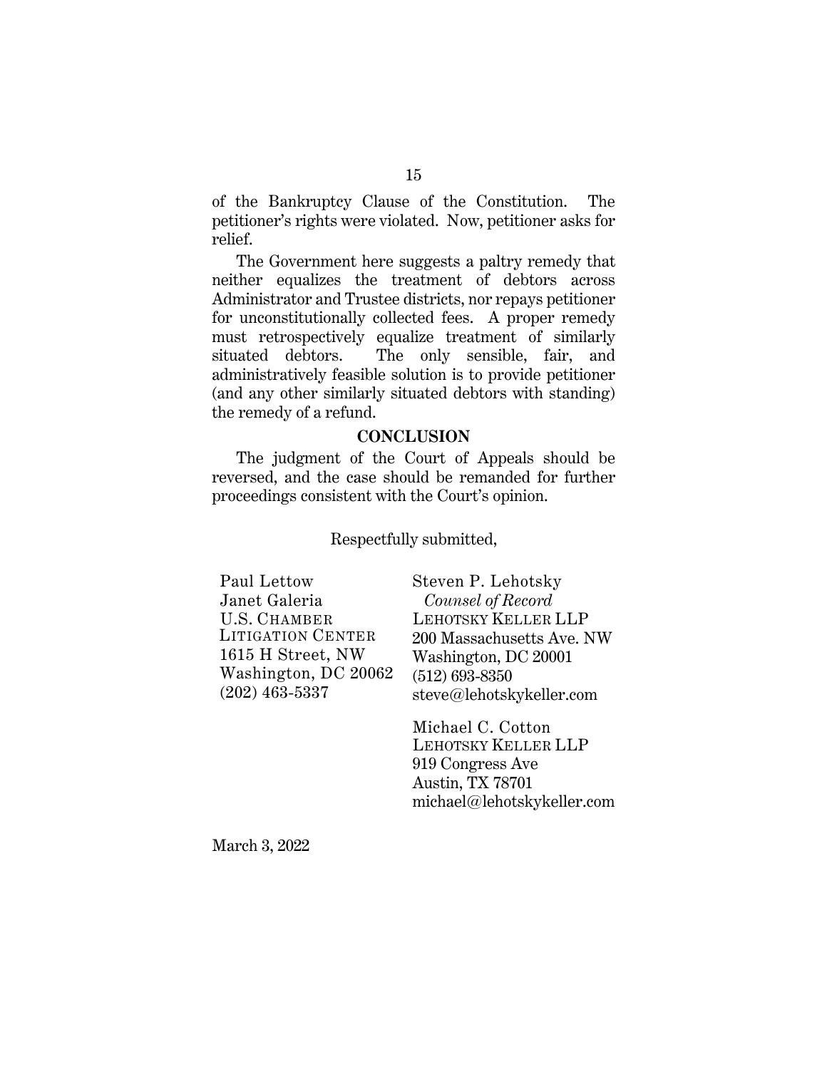of the Bankruptcy Clause of the Constitution. The petitioner's rights were violated. Now, petitioner asks for relief.

The Government here suggests a paltry remedy that neither equalizes the treatment of debtors across Administrator and Trustee districts, nor repays petitioner for unconstitutionally collected fees. A proper remedy must retrospectively equalize treatment of similarly situated debtors. The only sensible, fair, and administratively feasible solution is to provide petitioner (and any other similarly situated debtors with standing) the remedy of a refund.

## CONCLUSION

The judgment of the Court of Appeals should be reversed, and the case should be remanded for further proceedings consistent with the Court's opinion.

Respectfully submitted,

Paul Lettow
Janet Galeria
U.S. CHAMBER LITIGATION CENTER
1615 H Street, NW
Washington, DC 20062
(202) 463-5337

Steven P. Lehotsky
*Counsel of Record*
LEHOTSKY KELLER LLP
200 Massachusetts Ave. NW
Washington, DC 20001
(512) 693-8350
steve@lehotskykeller.com

Michael C. Cotton
LEHOTSKY KELLER LLP
919 Congress Ave
Austin, TX 78701
michael@lehotskykeller.com

March 3, 2022